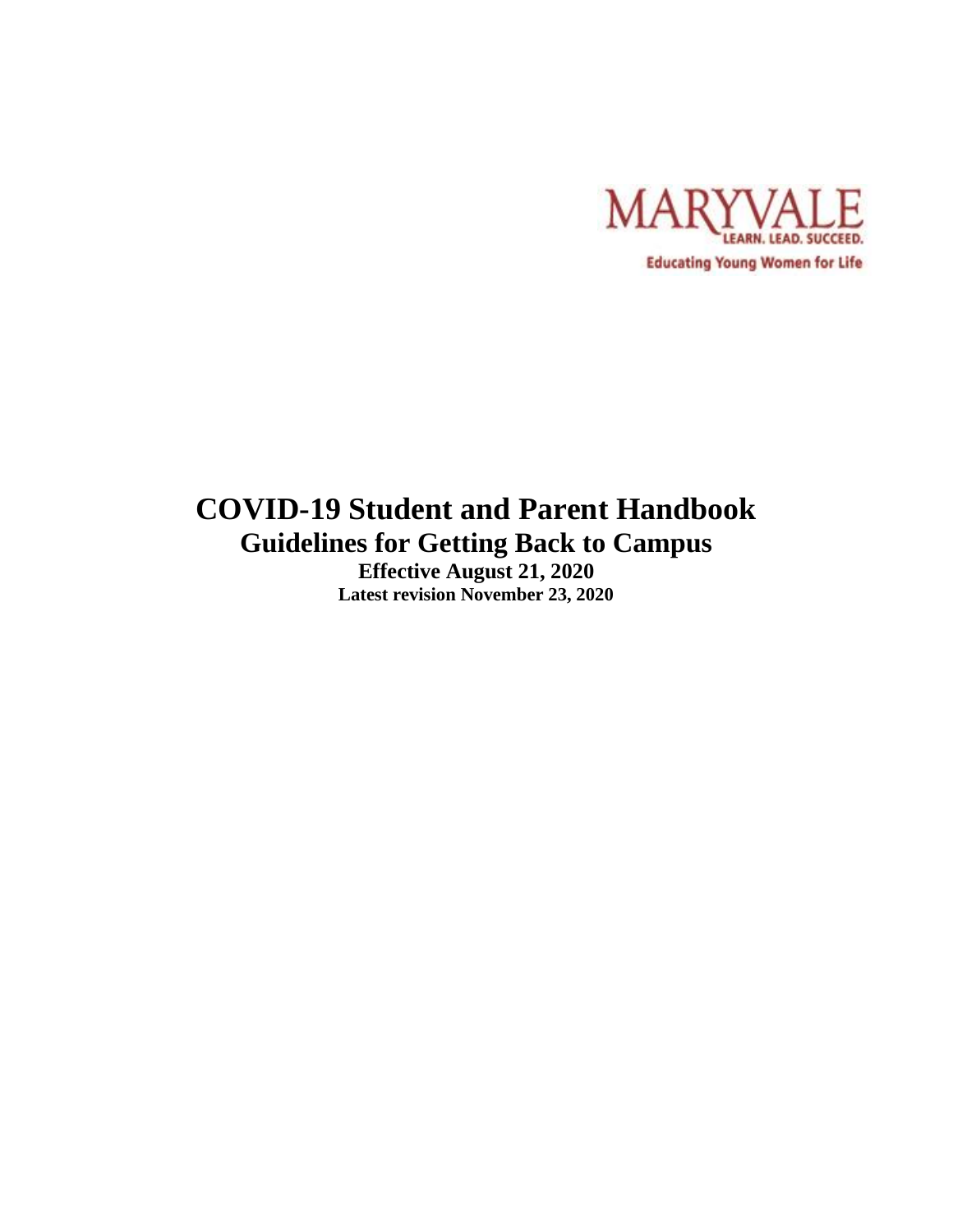MARYVALE

LEARN. LEAD. SUCCEED.

Educating Young Women for Life

# COVID-19 Student and Parent Handbook

## Guidelines for Getting Back to Campus

**Effective August 21, 2020**

**Latest revision November 23, 2020**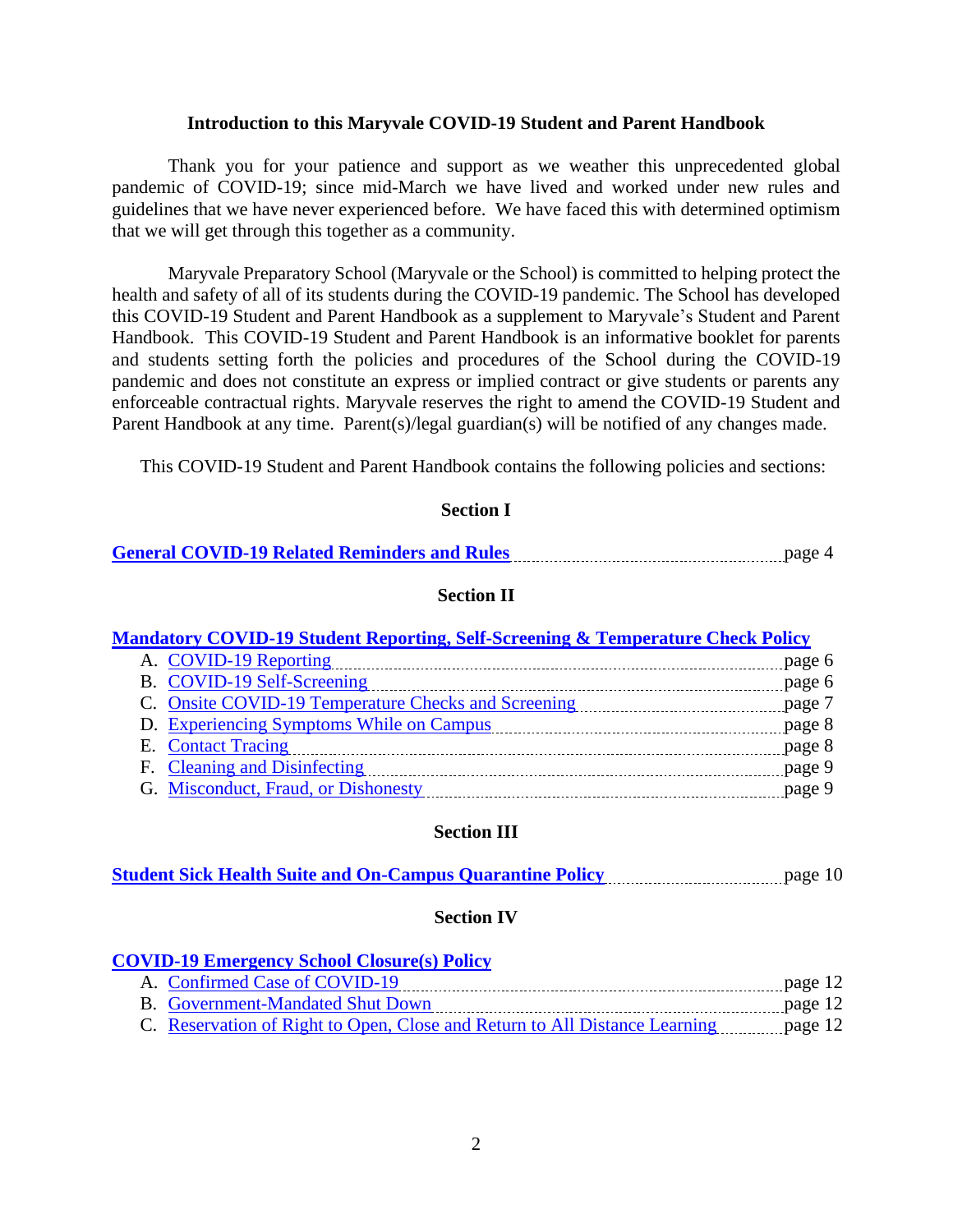## Introduction to this Maryvale COVID-19 Student and Parent Handbook

Thank you for your patience and support as we weather this unprecedented global pandemic of COVID-19; since mid-March we have lived and worked under new rules and guidelines that we have never experienced before. We have faced this with determined optimism that we will get through this together as a community.

Maryvale Preparatory School (Maryvale or the School) is committed to helping protect the health and safety of all of its students during the COVID-19 pandemic. The School has developed this COVID-19 Student and Parent Handbook as a supplement to Maryvale's Student and Parent Handbook. This COVID-19 Student and Parent Handbook is an informative booklet for parents and students setting forth the policies and procedures of the School during the COVID-19 pandemic and does not constitute an express or implied contract or give students or parents any enforceable contractual rights. Maryvale reserves the right to amend the COVID-19 Student and Parent Handbook at any time. Parent(s)/legal guardian(s) will be notified of any changes made.

This COVID-19 Student and Parent Handbook contains the following policies and sections:

**Section I**

**General COVID-19 Related Reminders and Rules** ........ page 4

**Section II**

**Mandatory COVID-19 Student Reporting, Self-Screening & Temperature Check Policy**

A. COVID-19 Reporting ........ page 6
B. COVID-19 Self-Screening ........ page 6
C. Onsite COVID-19 Temperature Checks and Screening ........ page 7
D. Experiencing Symptoms While on Campus ........ page 8
E. Contact Tracing ........ page 8
F. Cleaning and Disinfecting ........ page 9
G. Misconduct, Fraud, or Dishonesty ........ page 9

**Section III**

**Student Sick Health Suite and On-Campus Quarantine Policy** ........ page 10

**Section IV**

**COVID-19 Emergency School Closure(s) Policy**

A. Confirmed Case of COVID-19 ........ page 12
B. Government-Mandated Shut Down ........ page 12
C. Reservation of Right to Open, Close and Return to All Distance Learning ........ page 12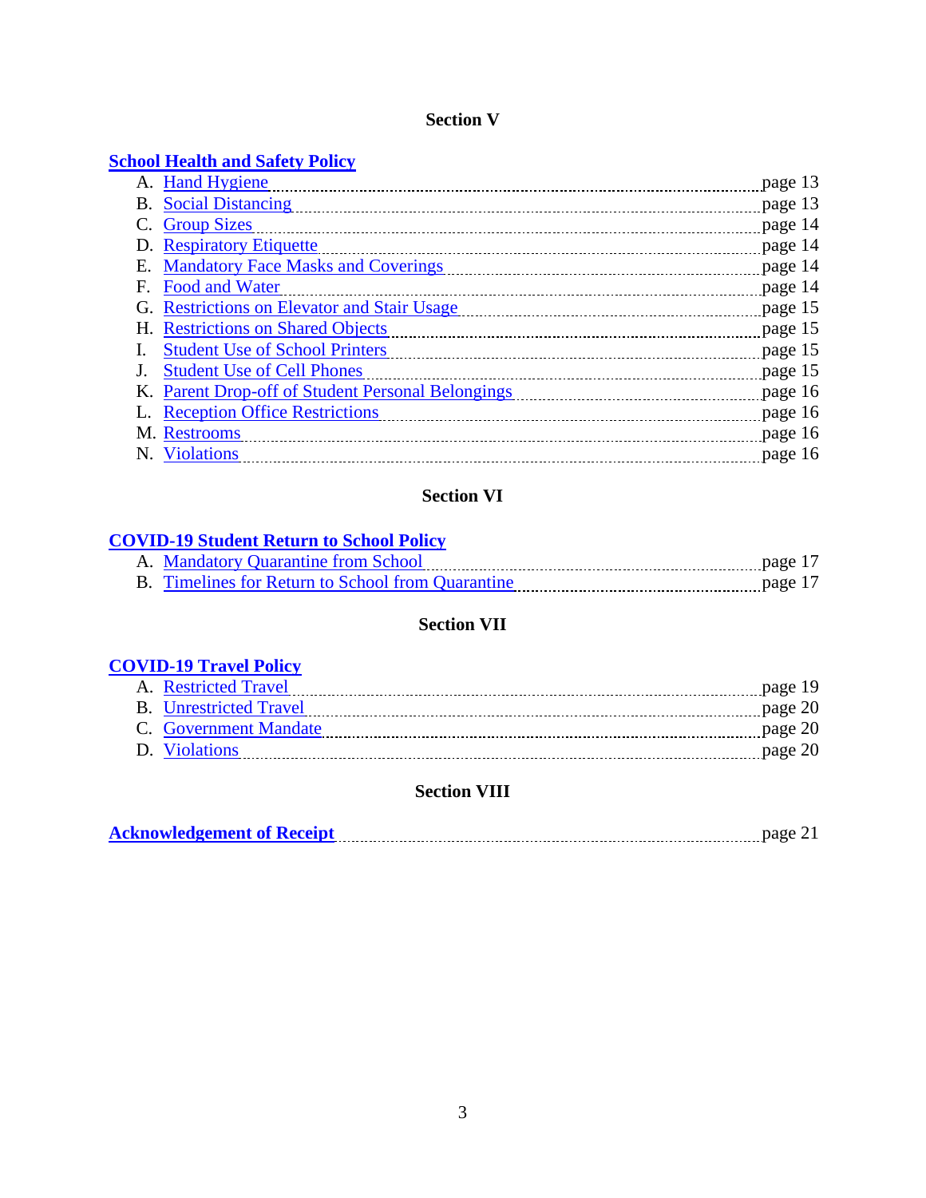## Section V

**School Health and Safety Policy**

A. Hand Hygiene ........ page 13
B. Social Distancing ........ page 13
C. Group Sizes ........ page 14
D. Respiratory Etiquette ........ page 14
E. Mandatory Face Masks and Coverings ........ page 14
F. Food and Water ........ page 14
G. Restrictions on Elevator and Stair Usage ........ page 15
H. Restrictions on Shared Objects ........ page 15
I. Student Use of School Printers ........ page 15
J. Student Use of Cell Phones ........ page 15
K. Parent Drop-off of Student Personal Belongings ........ page 16
L. Reception Office Restrictions ........ page 16
M. Restrooms ........ page 16
N. Violations ........ page 16

## Section VI

**COVID-19 Student Return to School Policy**

A. Mandatory Quarantine from School ........ page 17
B. Timelines for Return to School from Quarantine ........ page 17

## Section VII

**COVID-19 Travel Policy**

A. Restricted Travel ........ page 19
B. Unrestricted Travel ........ page 20
C. Government Mandate ........ page 20
D. Violations ........ page 20

## Section VIII

**Acknowledgement of Receipt** ........ page 21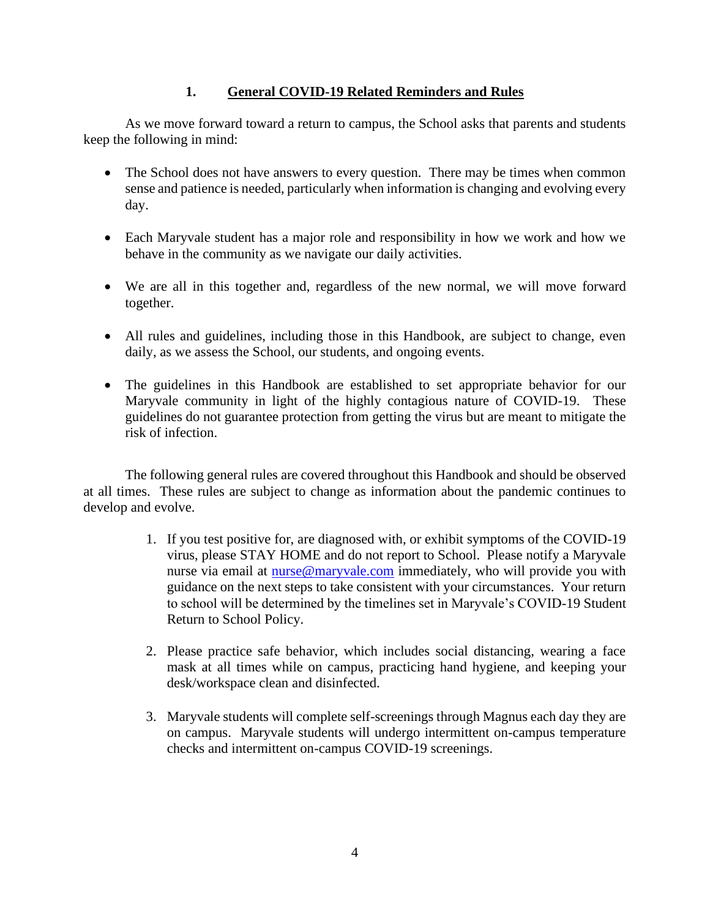## 1. General COVID-19 Related Reminders and Rules

As we move forward toward a return to campus, the School asks that parents and students keep the following in mind:

- The School does not have answers to every question. There may be times when common sense and patience is needed, particularly when information is changing and evolving every day.
- Each Maryvale student has a major role and responsibility in how we work and how we behave in the community as we navigate our daily activities.
- We are all in this together and, regardless of the new normal, we will move forward together.
- All rules and guidelines, including those in this Handbook, are subject to change, even daily, as we assess the School, our students, and ongoing events.
- The guidelines in this Handbook are established to set appropriate behavior for our Maryvale community in light of the highly contagious nature of COVID-19. These guidelines do not guarantee protection from getting the virus but are meant to mitigate the risk of infection.

The following general rules are covered throughout this Handbook and should be observed at all times. These rules are subject to change as information about the pandemic continues to develop and evolve.

1. If you test positive for, are diagnosed with, or exhibit symptoms of the COVID-19 virus, please STAY HOME and do not report to School. Please notify a Maryvale nurse via email at [nurse@maryvale.com](mailto:nurse@maryvale.com) immediately, who will provide you with guidance on the next steps to take consistent with your circumstances. Your return to school will be determined by the timelines set in Maryvale's COVID-19 Student Return to School Policy.
2. Please practice safe behavior, which includes social distancing, wearing a face mask at all times while on campus, practicing hand hygiene, and keeping your desk/workspace clean and disinfected.
3. Maryvale students will complete self-screenings through Magnus each day they are on campus. Maryvale students will undergo intermittent on-campus temperature checks and intermittent on-campus COVID-19 screenings.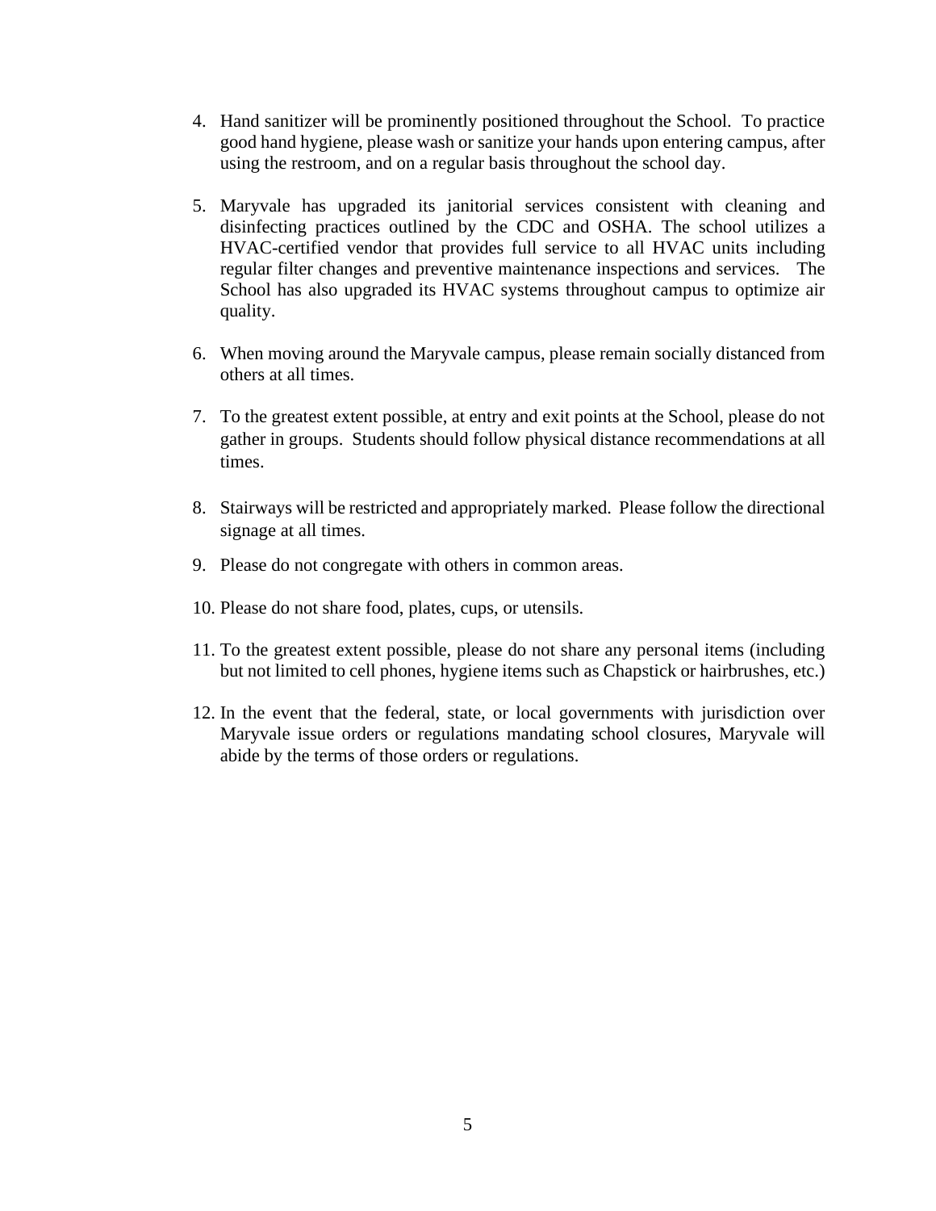4. Hand sanitizer will be prominently positioned throughout the School. To practice good hand hygiene, please wash or sanitize your hands upon entering campus, after using the restroom, and on a regular basis throughout the school day.

5. Maryvale has upgraded its janitorial services consistent with cleaning and disinfecting practices outlined by the CDC and OSHA. The school utilizes a HVAC-certified vendor that provides full service to all HVAC units including regular filter changes and preventive maintenance inspections and services. The School has also upgraded its HVAC systems throughout campus to optimize air quality.

6. When moving around the Maryvale campus, please remain socially distanced from others at all times.

7. To the greatest extent possible, at entry and exit points at the School, please do not gather in groups. Students should follow physical distance recommendations at all times.

8. Stairways will be restricted and appropriately marked. Please follow the directional signage at all times.

9. Please do not congregate with others in common areas.

10. Please do not share food, plates, cups, or utensils.

11. To the greatest extent possible, please do not share any personal items (including but not limited to cell phones, hygiene items such as Chapstick or hairbrushes, etc.)

12. In the event that the federal, state, or local governments with jurisdiction over Maryvale issue orders or regulations mandating school closures, Maryvale will abide by the terms of those orders or regulations.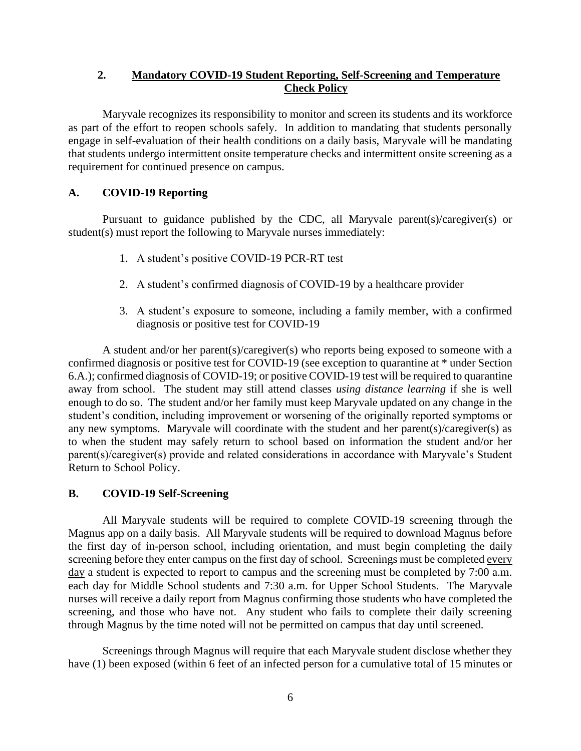## 2. Mandatory COVID-19 Student Reporting, Self-Screening and Temperature Check Policy

Maryvale recognizes its responsibility to monitor and screen its students and its workforce as part of the effort to reopen schools safely. In addition to mandating that students personally engage in self-evaluation of their health conditions on a daily basis, Maryvale will be mandating that students undergo intermittent onsite temperature checks and intermittent onsite screening as a requirement for continued presence on campus.

### A. COVID-19 Reporting

Pursuant to guidance published by the CDC, all Maryvale parent(s)/caregiver(s) or student(s) must report the following to Maryvale nurses immediately:

1. A student's positive COVID-19 PCR-RT test
2. A student's confirmed diagnosis of COVID-19 by a healthcare provider
3. A student's exposure to someone, including a family member, with a confirmed diagnosis or positive test for COVID-19

A student and/or her parent(s)/caregiver(s) who reports being exposed to someone with a confirmed diagnosis or positive test for COVID-19 (see exception to quarantine at * under Section 6.A.); confirmed diagnosis of COVID-19; or positive COVID-19 test will be required to quarantine away from school. The student may still attend classes *using distance learning* if she is well enough to do so. The student and/or her family must keep Maryvale updated on any change in the student's condition, including improvement or worsening of the originally reported symptoms or any new symptoms. Maryvale will coordinate with the student and her parent(s)/caregiver(s) as to when the student may safely return to school based on information the student and/or her parent(s)/caregiver(s) provide and related considerations in accordance with Maryvale's Student Return to School Policy.

### B. COVID-19 Self-Screening

All Maryvale students will be required to complete COVID-19 screening through the Magnus app on a daily basis. All Maryvale students will be required to download Magnus before the first day of in-person school, including orientation, and must begin completing the daily screening before they enter campus on the first day of school. Screenings must be completed every day a student is expected to report to campus and the screening must be completed by 7:00 a.m. each day for Middle School students and 7:30 a.m. for Upper School Students. The Maryvale nurses will receive a daily report from Magnus confirming those students who have completed the screening, and those who have not. Any student who fails to complete their daily screening through Magnus by the time noted will not be permitted on campus that day until screened.

Screenings through Magnus will require that each Maryvale student disclose whether they have (1) been exposed (within 6 feet of an infected person for a cumulative total of 15 minutes or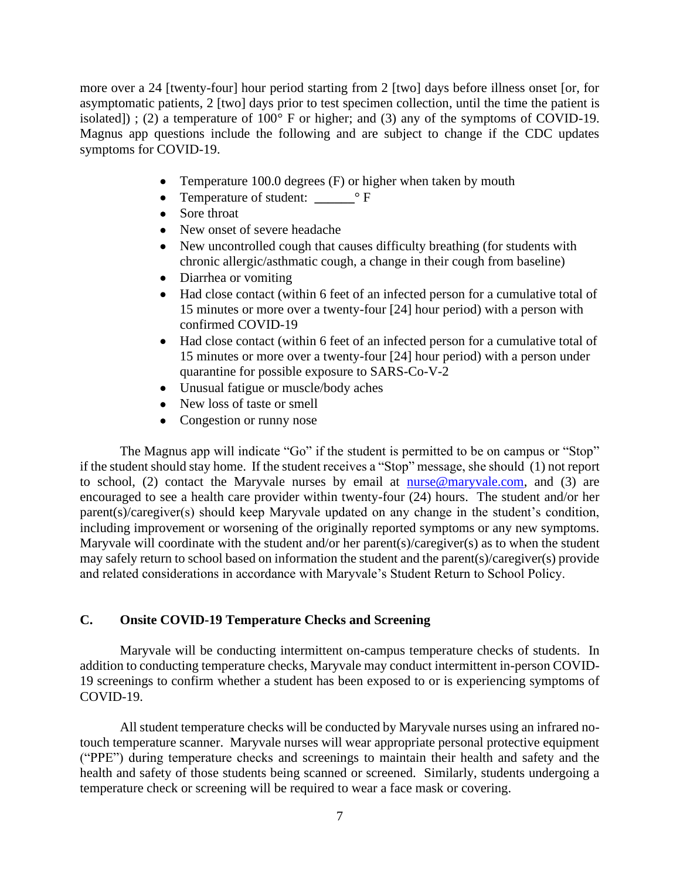more over a 24 [twenty-four] hour period starting from 2 [two] days before illness onset [or, for asymptomatic patients, 2 [two] days prior to test specimen collection, until the time the patient is isolated]) ; (2) a temperature of 100° F or higher; and (3) any of the symptoms of COVID-19. Magnus app questions include the following and are subject to change if the CDC updates symptoms for COVID-19.

- Temperature 100.0 degrees (F) or higher when taken by mouth
- Temperature of student: ______° F
- Sore throat
- New onset of severe headache
- New uncontrolled cough that causes difficulty breathing (for students with chronic allergic/asthmatic cough, a change in their cough from baseline)
- Diarrhea or vomiting
- Had close contact (within 6 feet of an infected person for a cumulative total of 15 minutes or more over a twenty-four [24] hour period) with a person with confirmed COVID-19
- Had close contact (within 6 feet of an infected person for a cumulative total of 15 minutes or more over a twenty-four [24] hour period) with a person under quarantine for possible exposure to SARS-Co-V-2
- Unusual fatigue or muscle/body aches
- New loss of taste or smell
- Congestion or runny nose

The Magnus app will indicate "Go" if the student is permitted to be on campus or "Stop" if the student should stay home. If the student receives a "Stop" message, she should (1) not report to school, (2) contact the Maryvale nurses by email at nurse@maryvale.com, and (3) are encouraged to see a health care provider within twenty-four (24) hours. The student and/or her parent(s)/caregiver(s) should keep Maryvale updated on any change in the student's condition, including improvement or worsening of the originally reported symptoms or any new symptoms. Maryvale will coordinate with the student and/or her parent(s)/caregiver(s) as to when the student may safely return to school based on information the student and the parent(s)/caregiver(s) provide and related considerations in accordance with Maryvale's Student Return to School Policy.

### C. Onsite COVID-19 Temperature Checks and Screening

Maryvale will be conducting intermittent on-campus temperature checks of students. In addition to conducting temperature checks, Maryvale may conduct intermittent in-person COVID-19 screenings to confirm whether a student has been exposed to or is experiencing symptoms of COVID-19.

All student temperature checks will be conducted by Maryvale nurses using an infrared no-touch temperature scanner. Maryvale nurses will wear appropriate personal protective equipment ("PPE") during temperature checks and screenings to maintain their health and safety and the health and safety of those students being scanned or screened. Similarly, students undergoing a temperature check or screening will be required to wear a face mask or covering.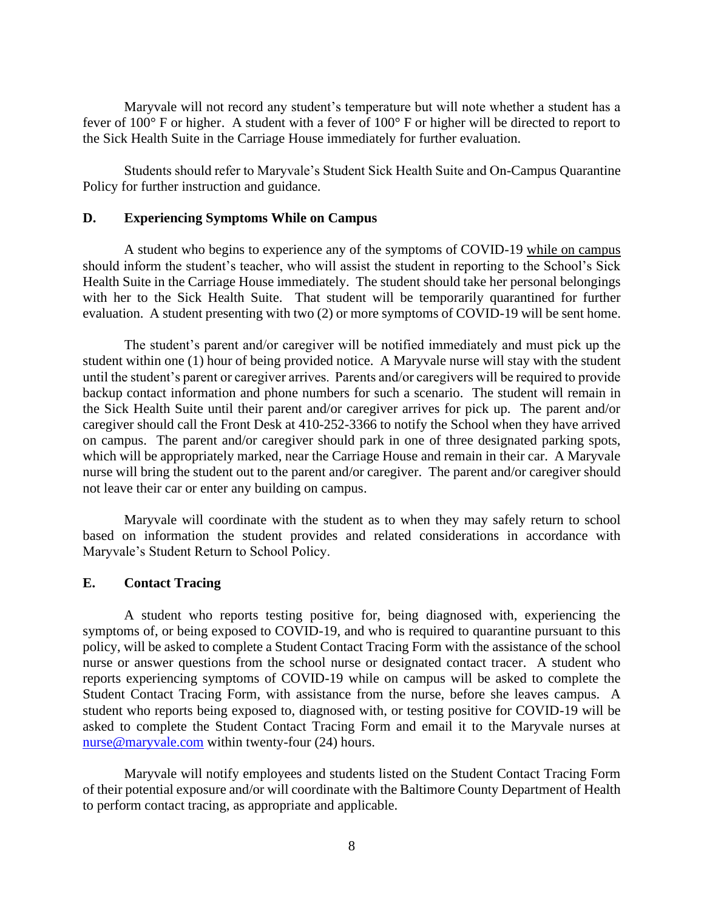Maryvale will not record any student's temperature but will note whether a student has a fever of 100° F or higher. A student with a fever of 100° F or higher will be directed to report to the Sick Health Suite in the Carriage House immediately for further evaluation.

Students should refer to Maryvale's Student Sick Health Suite and On-Campus Quarantine Policy for further instruction and guidance.

### D. Experiencing Symptoms While on Campus

A student who begins to experience any of the symptoms of COVID-19 while on campus should inform the student's teacher, who will assist the student in reporting to the School's Sick Health Suite in the Carriage House immediately. The student should take her personal belongings with her to the Sick Health Suite. That student will be temporarily quarantined for further evaluation. A student presenting with two (2) or more symptoms of COVID-19 will be sent home.

The student's parent and/or caregiver will be notified immediately and must pick up the student within one (1) hour of being provided notice. A Maryvale nurse will stay with the student until the student's parent or caregiver arrives. Parents and/or caregivers will be required to provide backup contact information and phone numbers for such a scenario. The student will remain in the Sick Health Suite until their parent and/or caregiver arrives for pick up. The parent and/or caregiver should call the Front Desk at 410-252-3366 to notify the School when they have arrived on campus. The parent and/or caregiver should park in one of three designated parking spots, which will be appropriately marked, near the Carriage House and remain in their car. A Maryvale nurse will bring the student out to the parent and/or caregiver. The parent and/or caregiver should not leave their car or enter any building on campus.

Maryvale will coordinate with the student as to when they may safely return to school based on information the student provides and related considerations in accordance with Maryvale's Student Return to School Policy.

### E. Contact Tracing

A student who reports testing positive for, being diagnosed with, experiencing the symptoms of, or being exposed to COVID-19, and who is required to quarantine pursuant to this policy, will be asked to complete a Student Contact Tracing Form with the assistance of the school nurse or answer questions from the school nurse or designated contact tracer. A student who reports experiencing symptoms of COVID-19 while on campus will be asked to complete the Student Contact Tracing Form, with assistance from the nurse, before she leaves campus. A student who reports being exposed to, diagnosed with, or testing positive for COVID-19 will be asked to complete the Student Contact Tracing Form and email it to the Maryvale nurses at nurse@maryvale.com within twenty-four (24) hours.

Maryvale will notify employees and students listed on the Student Contact Tracing Form of their potential exposure and/or will coordinate with the Baltimore County Department of Health to perform contact tracing, as appropriate and applicable.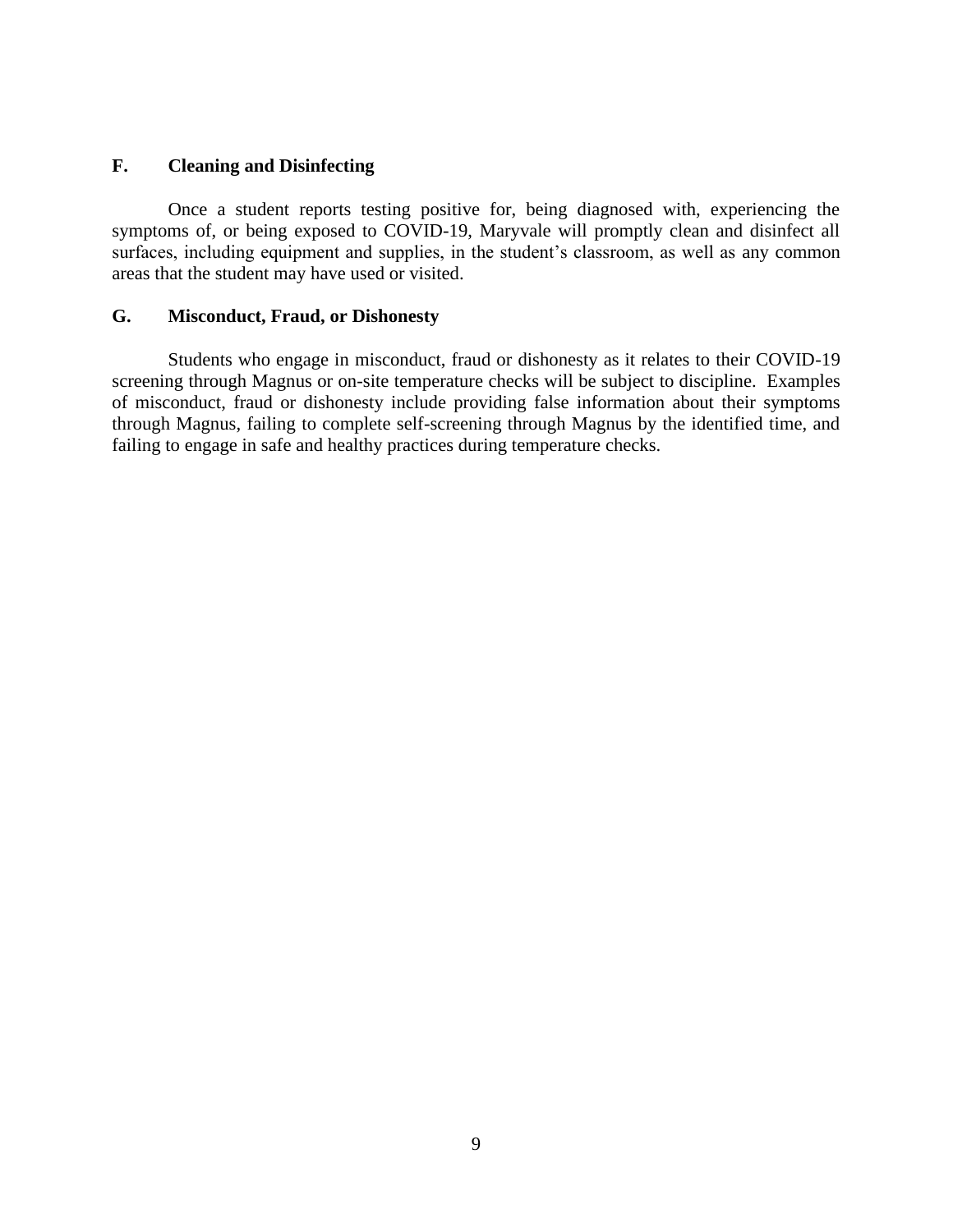### F. Cleaning and Disinfecting

Once a student reports testing positive for, being diagnosed with, experiencing the symptoms of, or being exposed to COVID-19, Maryvale will promptly clean and disinfect all surfaces, including equipment and supplies, in the student's classroom, as well as any common areas that the student may have used or visited.

### G. Misconduct, Fraud, or Dishonesty

Students who engage in misconduct, fraud or dishonesty as it relates to their COVID-19 screening through Magnus or on-site temperature checks will be subject to discipline. Examples of misconduct, fraud or dishonesty include providing false information about their symptoms through Magnus, failing to complete self-screening through Magnus by the identified time, and failing to engage in safe and healthy practices during temperature checks.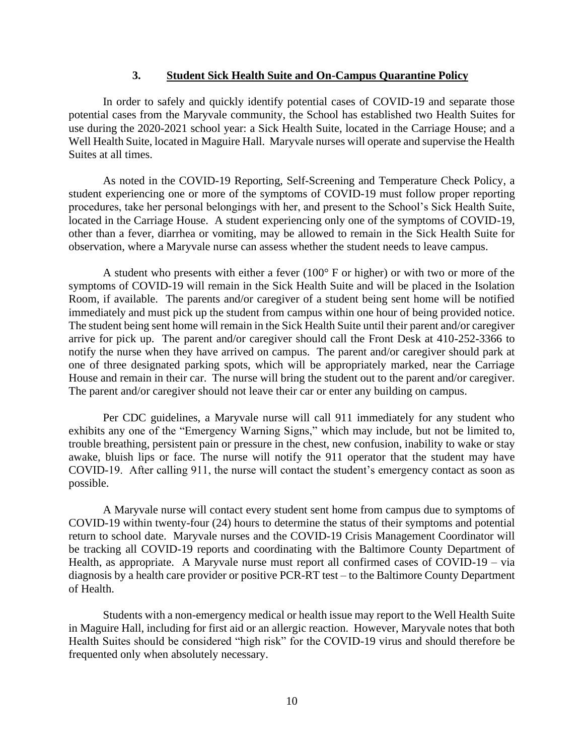### 3. Student Sick Health Suite and On-Campus Quarantine Policy

In order to safely and quickly identify potential cases of COVID-19 and separate those potential cases from the Maryvale community, the School has established two Health Suites for use during the 2020-2021 school year: a Sick Health Suite, located in the Carriage House; and a Well Health Suite, located in Maguire Hall. Maryvale nurses will operate and supervise the Health Suites at all times.

As noted in the COVID-19 Reporting, Self-Screening and Temperature Check Policy, a student experiencing one or more of the symptoms of COVID-19 must follow proper reporting procedures, take her personal belongings with her, and present to the School's Sick Health Suite, located in the Carriage House. A student experiencing only one of the symptoms of COVID-19, other than a fever, diarrhea or vomiting, may be allowed to remain in the Sick Health Suite for observation, where a Maryvale nurse can assess whether the student needs to leave campus.

A student who presents with either a fever (100° F or higher) or with two or more of the symptoms of COVID-19 will remain in the Sick Health Suite and will be placed in the Isolation Room, if available. The parents and/or caregiver of a student being sent home will be notified immediately and must pick up the student from campus within one hour of being provided notice. The student being sent home will remain in the Sick Health Suite until their parent and/or caregiver arrive for pick up. The parent and/or caregiver should call the Front Desk at 410-252-3366 to notify the nurse when they have arrived on campus. The parent and/or caregiver should park at one of three designated parking spots, which will be appropriately marked, near the Carriage House and remain in their car. The nurse will bring the student out to the parent and/or caregiver. The parent and/or caregiver should not leave their car or enter any building on campus.

Per CDC guidelines, a Maryvale nurse will call 911 immediately for any student who exhibits any one of the "Emergency Warning Signs," which may include, but not be limited to, trouble breathing, persistent pain or pressure in the chest, new confusion, inability to wake or stay awake, bluish lips or face. The nurse will notify the 911 operator that the student may have COVID-19. After calling 911, the nurse will contact the student's emergency contact as soon as possible.

A Maryvale nurse will contact every student sent home from campus due to symptoms of COVID-19 within twenty-four (24) hours to determine the status of their symptoms and potential return to school date. Maryvale nurses and the COVID-19 Crisis Management Coordinator will be tracking all COVID-19 reports and coordinating with the Baltimore County Department of Health, as appropriate. A Maryvale nurse must report all confirmed cases of COVID-19 – via diagnosis by a health care provider or positive PCR-RT test – to the Baltimore County Department of Health.

Students with a non-emergency medical or health issue may report to the Well Health Suite in Maguire Hall, including for first aid or an allergic reaction. However, Maryvale notes that both Health Suites should be considered "high risk" for the COVID-19 virus and should therefore be frequented only when absolutely necessary.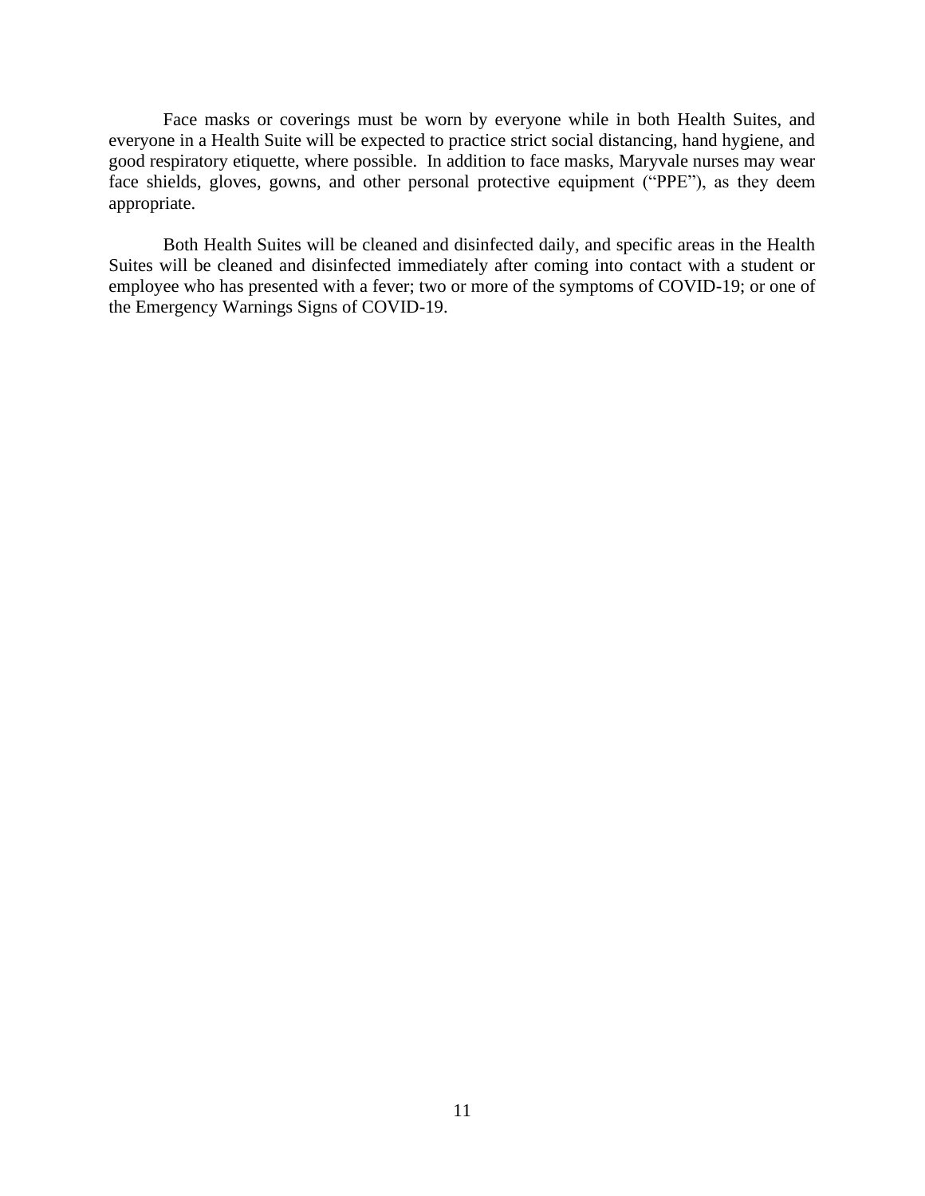Face masks or coverings must be worn by everyone while in both Health Suites, and everyone in a Health Suite will be expected to practice strict social distancing, hand hygiene, and good respiratory etiquette, where possible. In addition to face masks, Maryvale nurses may wear face shields, gloves, gowns, and other personal protective equipment ("PPE"), as they deem appropriate.

Both Health Suites will be cleaned and disinfected daily, and specific areas in the Health Suites will be cleaned and disinfected immediately after coming into contact with a student or employee who has presented with a fever; two or more of the symptoms of COVID-19; or one of the Emergency Warnings Signs of COVID-19.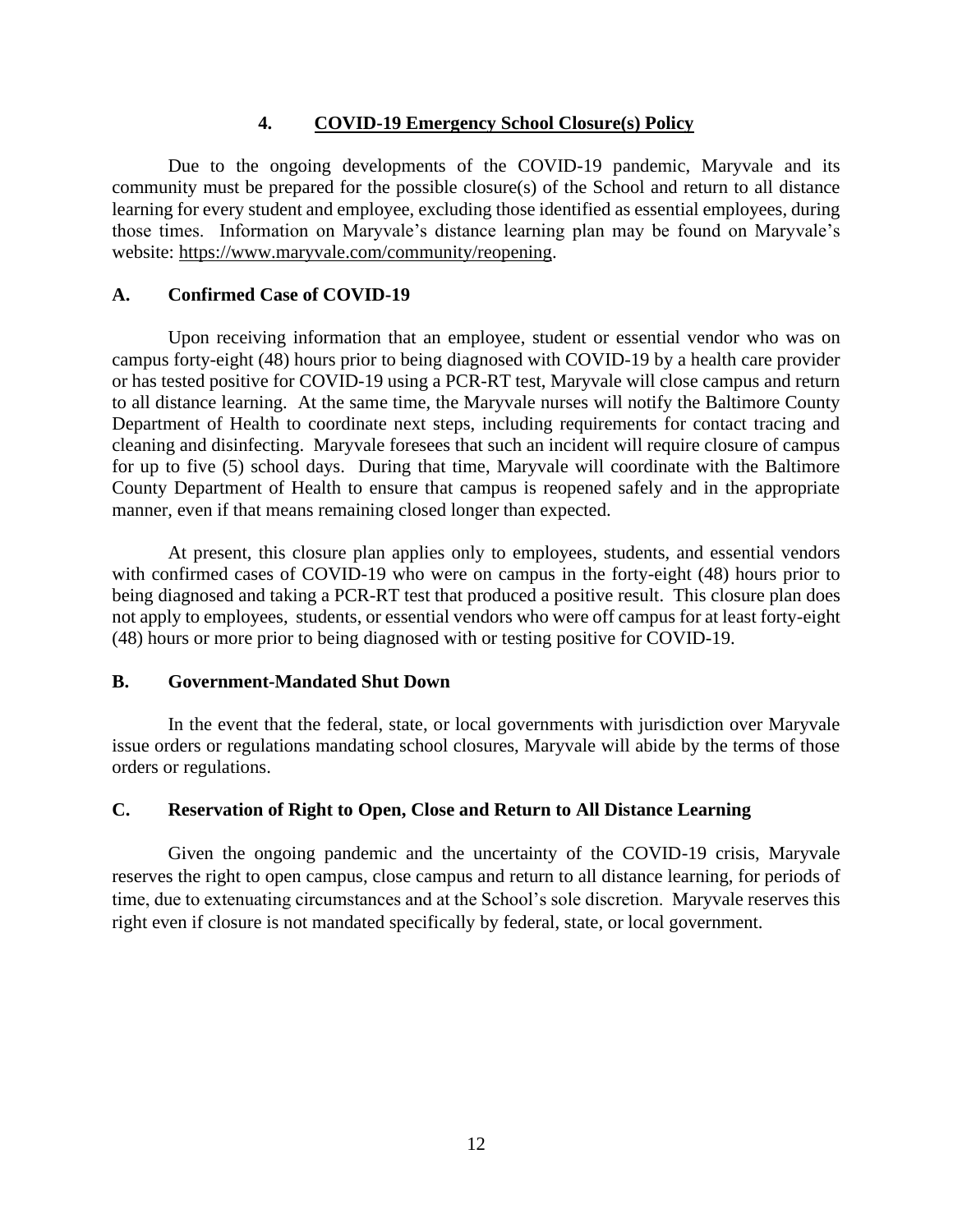## 4. <u>COVID-19 Emergency School Closure(s) Policy</u>

Due to the ongoing developments of the COVID-19 pandemic, Maryvale and its community must be prepared for the possible closure(s) of the School and return to all distance learning for every student and employee, excluding those identified as essential employees, during those times. Information on Maryvale's distance learning plan may be found on Maryvale's website: https://www.maryvale.com/community/reopening.

### A. Confirmed Case of COVID-19

Upon receiving information that an employee, student or essential vendor who was on campus forty-eight (48) hours prior to being diagnosed with COVID-19 by a health care provider or has tested positive for COVID-19 using a PCR-RT test, Maryvale will close campus and return to all distance learning. At the same time, the Maryvale nurses will notify the Baltimore County Department of Health to coordinate next steps, including requirements for contact tracing and cleaning and disinfecting. Maryvale foresees that such an incident will require closure of campus for up to five (5) school days. During that time, Maryvale will coordinate with the Baltimore County Department of Health to ensure that campus is reopened safely and in the appropriate manner, even if that means remaining closed longer than expected.

At present, this closure plan applies only to employees, students, and essential vendors with confirmed cases of COVID-19 who were on campus in the forty-eight (48) hours prior to being diagnosed and taking a PCR-RT test that produced a positive result. This closure plan does not apply to employees, students, or essential vendors who were off campus for at least forty-eight (48) hours or more prior to being diagnosed with or testing positive for COVID-19.

### B. Government-Mandated Shut Down

In the event that the federal, state, or local governments with jurisdiction over Maryvale issue orders or regulations mandating school closures, Maryvale will abide by the terms of those orders or regulations.

### C. Reservation of Right to Open, Close and Return to All Distance Learning

Given the ongoing pandemic and the uncertainty of the COVID-19 crisis, Maryvale reserves the right to open campus, close campus and return to all distance learning, for periods of time, due to extenuating circumstances and at the School's sole discretion. Maryvale reserves this right even if closure is not mandated specifically by federal, state, or local government.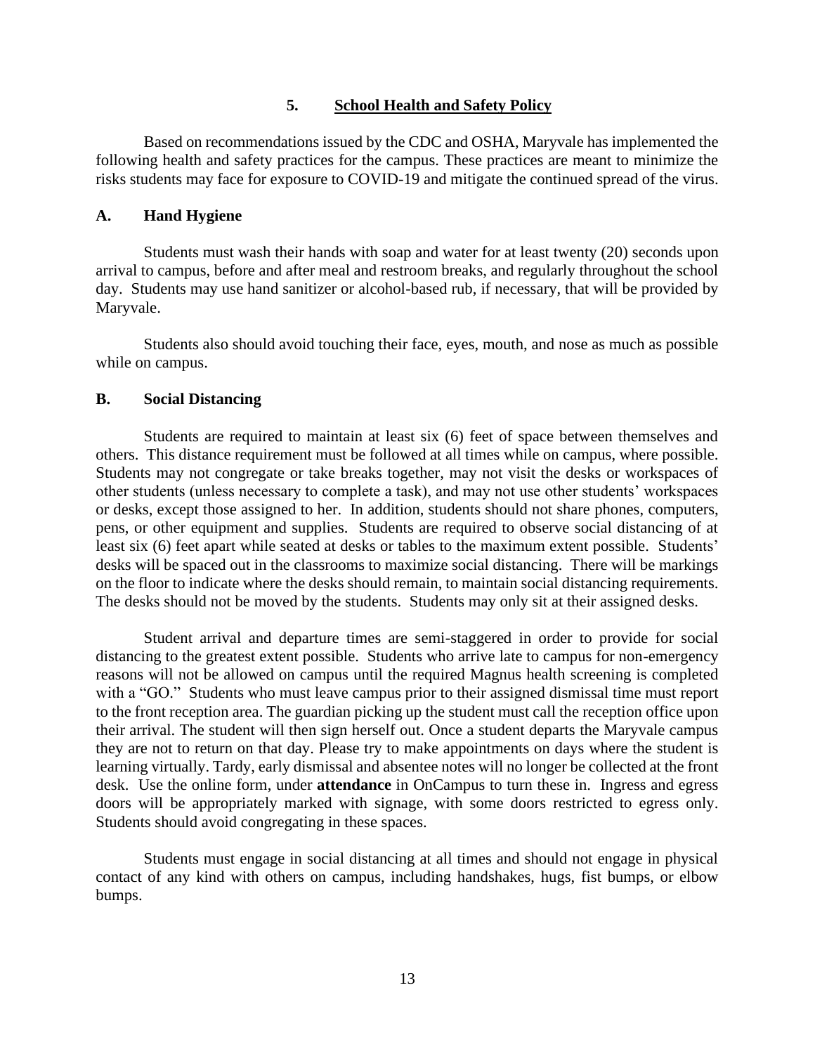## 5. School Health and Safety Policy

Based on recommendations issued by the CDC and OSHA, Maryvale has implemented the following health and safety practices for the campus. These practices are meant to minimize the risks students may face for exposure to COVID-19 and mitigate the continued spread of the virus.

### A. Hand Hygiene

Students must wash their hands with soap and water for at least twenty (20) seconds upon arrival to campus, before and after meal and restroom breaks, and regularly throughout the school day. Students may use hand sanitizer or alcohol-based rub, if necessary, that will be provided by Maryvale.

Students also should avoid touching their face, eyes, mouth, and nose as much as possible while on campus.

### B. Social Distancing

Students are required to maintain at least six (6) feet of space between themselves and others. This distance requirement must be followed at all times while on campus, where possible. Students may not congregate or take breaks together, may not visit the desks or workspaces of other students (unless necessary to complete a task), and may not use other students' workspaces or desks, except those assigned to her. In addition, students should not share phones, computers, pens, or other equipment and supplies. Students are required to observe social distancing of at least six (6) feet apart while seated at desks or tables to the maximum extent possible. Students' desks will be spaced out in the classrooms to maximize social distancing. There will be markings on the floor to indicate where the desks should remain, to maintain social distancing requirements. The desks should not be moved by the students. Students may only sit at their assigned desks.

Student arrival and departure times are semi-staggered in order to provide for social distancing to the greatest extent possible. Students who arrive late to campus for non-emergency reasons will not be allowed on campus until the required Magnus health screening is completed with a "GO." Students who must leave campus prior to their assigned dismissal time must report to the front reception area. The guardian picking up the student must call the reception office upon their arrival. The student will then sign herself out. Once a student departs the Maryvale campus they are not to return on that day. Please try to make appointments on days where the student is learning virtually. Tardy, early dismissal and absentee notes will no longer be collected at the front desk. Use the online form, under **attendance** in OnCampus to turn these in. Ingress and egress doors will be appropriately marked with signage, with some doors restricted to egress only. Students should avoid congregating in these spaces.

Students must engage in social distancing at all times and should not engage in physical contact of any kind with others on campus, including handshakes, hugs, fist bumps, or elbow bumps.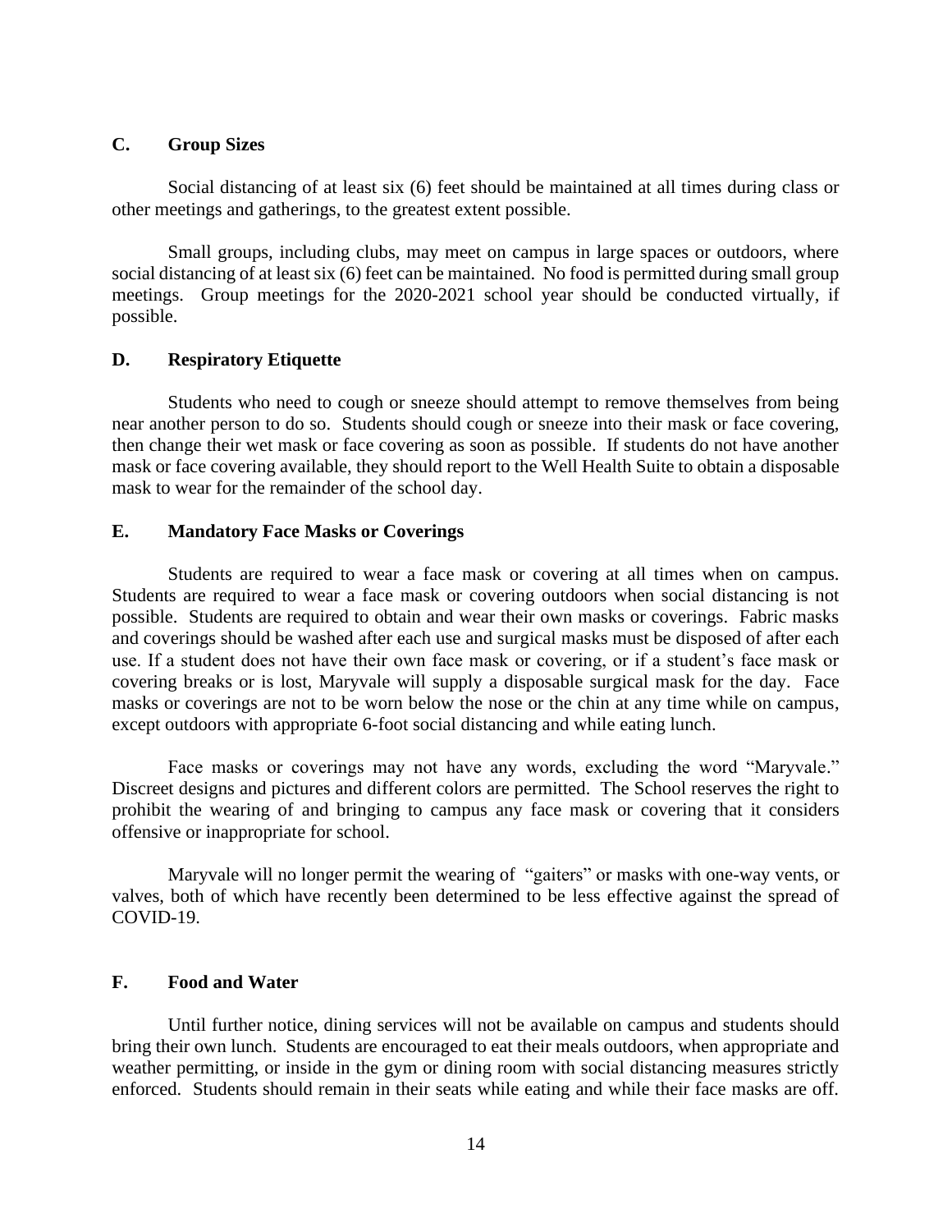## C. Group Sizes

Social distancing of at least six (6) feet should be maintained at all times during class or other meetings and gatherings, to the greatest extent possible.

Small groups, including clubs, may meet on campus in large spaces or outdoors, where social distancing of at least six (6) feet can be maintained. No food is permitted during small group meetings. Group meetings for the 2020-2021 school year should be conducted virtually, if possible.

## D. Respiratory Etiquette

Students who need to cough or sneeze should attempt to remove themselves from being near another person to do so. Students should cough or sneeze into their mask or face covering, then change their wet mask or face covering as soon as possible. If students do not have another mask or face covering available, they should report to the Well Health Suite to obtain a disposable mask to wear for the remainder of the school day.

## E. Mandatory Face Masks or Coverings

Students are required to wear a face mask or covering at all times when on campus. Students are required to wear a face mask or covering outdoors when social distancing is not possible. Students are required to obtain and wear their own masks or coverings. Fabric masks and coverings should be washed after each use and surgical masks must be disposed of after each use. If a student does not have their own face mask or covering, or if a student's face mask or covering breaks or is lost, Maryvale will supply a disposable surgical mask for the day. Face masks or coverings are not to be worn below the nose or the chin at any time while on campus, except outdoors with appropriate 6-foot social distancing and while eating lunch.

Face masks or coverings may not have any words, excluding the word "Maryvale." Discreet designs and pictures and different colors are permitted. The School reserves the right to prohibit the wearing of and bringing to campus any face mask or covering that it considers offensive or inappropriate for school.

Maryvale will no longer permit the wearing of "gaiters" or masks with one-way vents, or valves, both of which have recently been determined to be less effective against the spread of COVID-19.

## F. Food and Water

Until further notice, dining services will not be available on campus and students should bring their own lunch. Students are encouraged to eat their meals outdoors, when appropriate and weather permitting, or inside in the gym or dining room with social distancing measures strictly enforced. Students should remain in their seats while eating and while their face masks are off.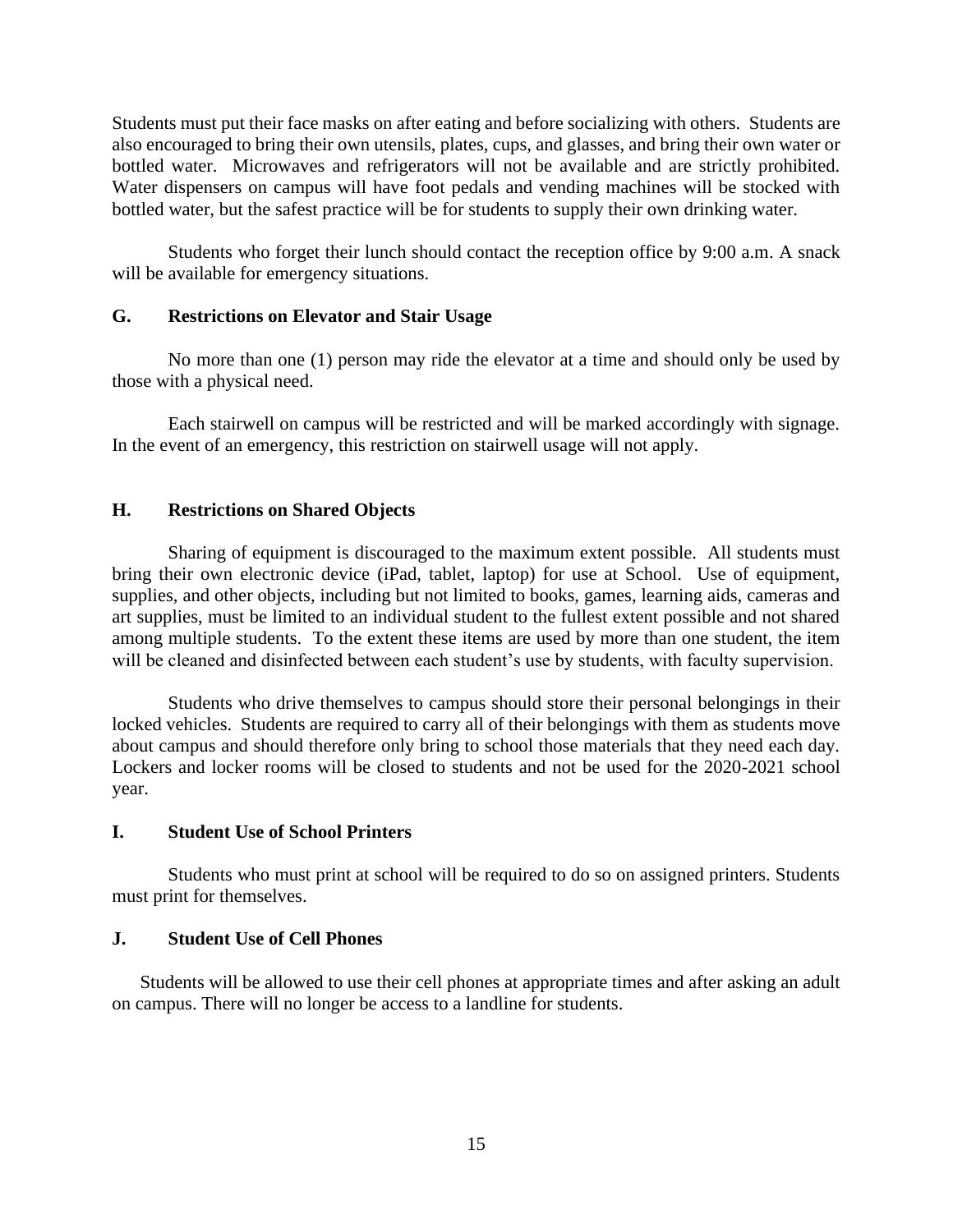Students must put their face masks on after eating and before socializing with others. Students are also encouraged to bring their own utensils, plates, cups, and glasses, and bring their own water or bottled water. Microwaves and refrigerators will not be available and are strictly prohibited. Water dispensers on campus will have foot pedals and vending machines will be stocked with bottled water, but the safest practice will be for students to supply their own drinking water.

Students who forget their lunch should contact the reception office by 9:00 a.m. A snack will be available for emergency situations.

### G. Restrictions on Elevator and Stair Usage

No more than one (1) person may ride the elevator at a time and should only be used by those with a physical need.

Each stairwell on campus will be restricted and will be marked accordingly with signage. In the event of an emergency, this restriction on stairwell usage will not apply.

### H. Restrictions on Shared Objects

Sharing of equipment is discouraged to the maximum extent possible. All students must bring their own electronic device (iPad, tablet, laptop) for use at School. Use of equipment, supplies, and other objects, including but not limited to books, games, learning aids, cameras and art supplies, must be limited to an individual student to the fullest extent possible and not shared among multiple students. To the extent these items are used by more than one student, the item will be cleaned and disinfected between each student's use by students, with faculty supervision.

Students who drive themselves to campus should store their personal belongings in their locked vehicles. Students are required to carry all of their belongings with them as students move about campus and should therefore only bring to school those materials that they need each day. Lockers and locker rooms will be closed to students and not be used for the 2020-2021 school year.

### I. Student Use of School Printers

Students who must print at school will be required to do so on assigned printers. Students must print for themselves.

### J. Student Use of Cell Phones

Students will be allowed to use their cell phones at appropriate times and after asking an adult on campus. There will no longer be access to a landline for students.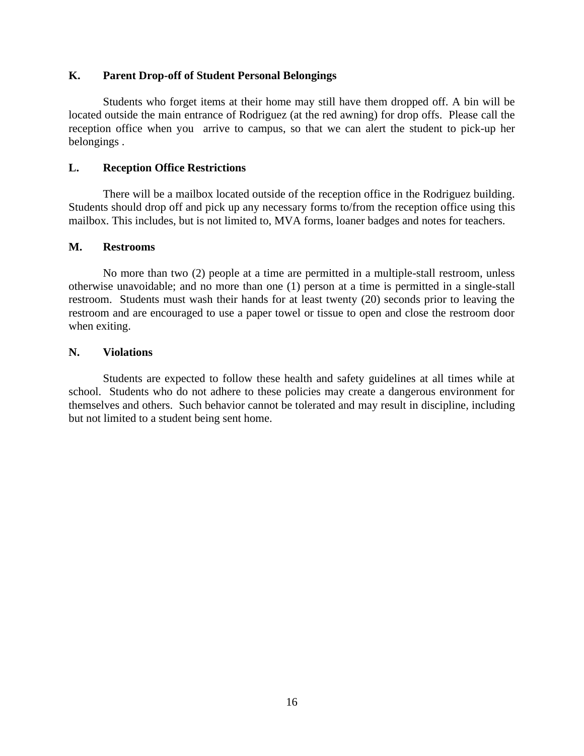### K. Parent Drop-off of Student Personal Belongings

Students who forget items at their home may still have them dropped off. A bin will be located outside the main entrance of Rodriguez (at the red awning) for drop offs. Please call the reception office when you arrive to campus, so that we can alert the student to pick-up her belongings .

### L. Reception Office Restrictions

There will be a mailbox located outside of the reception office in the Rodriguez building. Students should drop off and pick up any necessary forms to/from the reception office using this mailbox. This includes, but is not limited to, MVA forms, loaner badges and notes for teachers.

### M. Restrooms

No more than two (2) people at a time are permitted in a multiple-stall restroom, unless otherwise unavoidable; and no more than one (1) person at a time is permitted in a single-stall restroom. Students must wash their hands for at least twenty (20) seconds prior to leaving the restroom and are encouraged to use a paper towel or tissue to open and close the restroom door when exiting.

### N. Violations

Students are expected to follow these health and safety guidelines at all times while at school. Students who do not adhere to these policies may create a dangerous environment for themselves and others. Such behavior cannot be tolerated and may result in discipline, including but not limited to a student being sent home.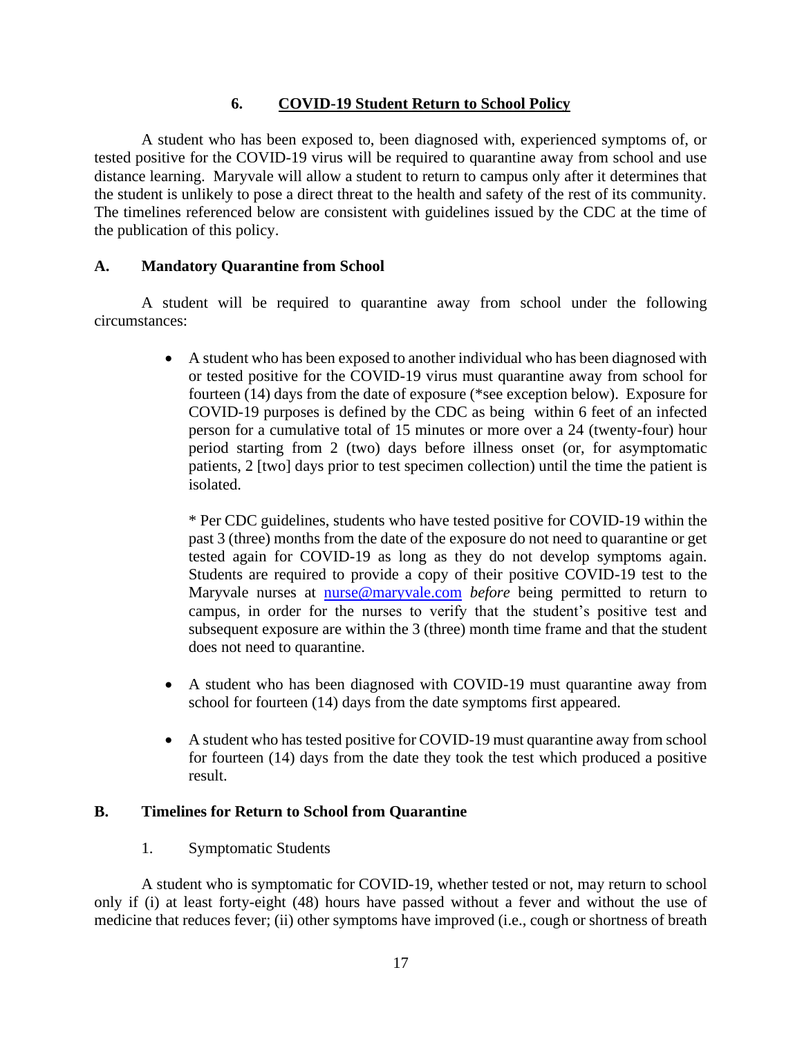## 6. <u>COVID-19 Student Return to School Policy</u>

A student who has been exposed to, been diagnosed with, experienced symptoms of, or tested positive for the COVID-19 virus will be required to quarantine away from school and use distance learning. Maryvale will allow a student to return to campus only after it determines that the student is unlikely to pose a direct threat to the health and safety of the rest of its community. The timelines referenced below are consistent with guidelines issued by the CDC at the time of the publication of this policy.

### A. Mandatory Quarantine from School

A student will be required to quarantine away from school under the following circumstances:

- A student who has been exposed to another individual who has been diagnosed with or tested positive for the COVID-19 virus must quarantine away from school for fourteen (14) days from the date of exposure (*see exception below). Exposure for COVID-19 purposes is defined by the CDC as being within 6 feet of an infected person for a cumulative total of 15 minutes or more over a 24 (twenty-four) hour period starting from 2 (two) days before illness onset (or, for asymptomatic patients, 2 [two] days prior to test specimen collection) until the time the patient is isolated.

  * Per CDC guidelines, students who have tested positive for COVID-19 within the past 3 (three) months from the date of the exposure do not need to quarantine or get tested again for COVID-19 as long as they do not develop symptoms again. Students are required to provide a copy of their positive COVID-19 test to the Maryvale nurses at nurse@maryvale.com *before* being permitted to return to campus, in order for the nurses to verify that the student's positive test and subsequent exposure are within the 3 (three) month time frame and that the student does not need to quarantine.

- A student who has been diagnosed with COVID-19 must quarantine away from school for fourteen (14) days from the date symptoms first appeared.

- A student who has tested positive for COVID-19 must quarantine away from school for fourteen (14) days from the date they took the test which produced a positive result.

### B. Timelines for Return to School from Quarantine

1. Symptomatic Students

A student who is symptomatic for COVID-19, whether tested or not, may return to school only if (i) at least forty-eight (48) hours have passed without a fever and without the use of medicine that reduces fever; (ii) other symptoms have improved (i.e., cough or shortness of breath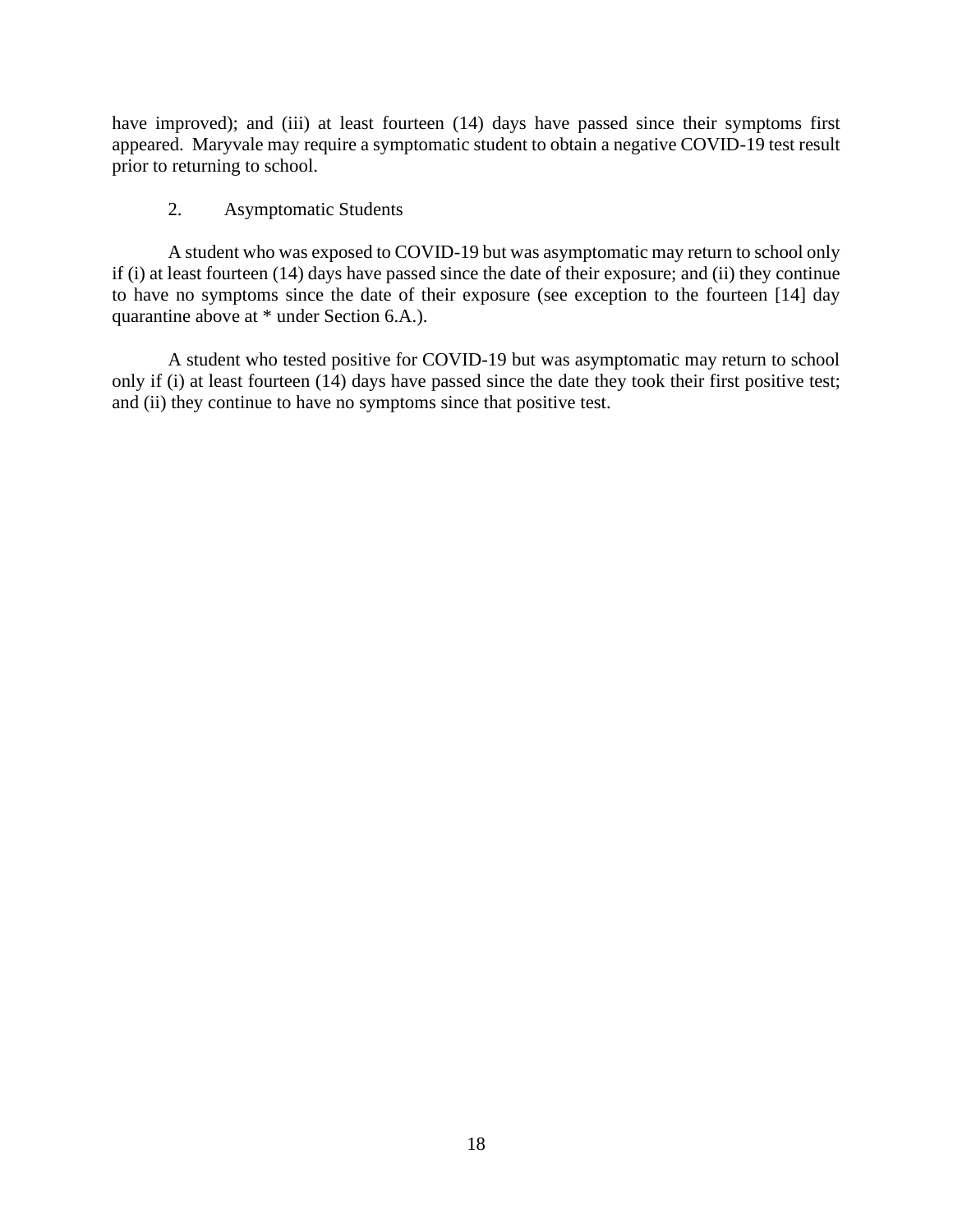have improved); and (iii) at least fourteen (14) days have passed since their symptoms first appeared. Maryvale may require a symptomatic student to obtain a negative COVID-19 test result prior to returning to school.

2. Asymptomatic Students

A student who was exposed to COVID-19 but was asymptomatic may return to school only if (i) at least fourteen (14) days have passed since the date of their exposure; and (ii) they continue to have no symptoms since the date of their exposure (see exception to the fourteen [14] day quarantine above at * under Section 6.A.).

A student who tested positive for COVID-19 but was asymptomatic may return to school only if (i) at least fourteen (14) days have passed since the date they took their first positive test; and (ii) they continue to have no symptoms since that positive test.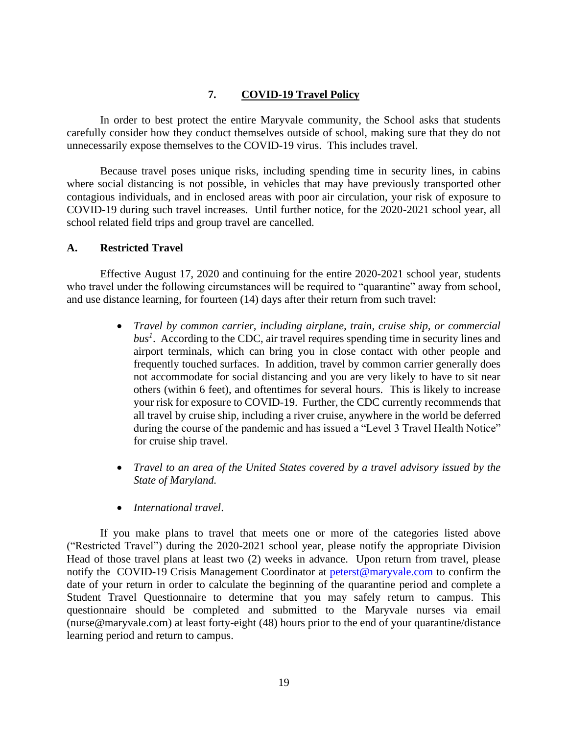## 7. COVID-19 Travel Policy

In order to best protect the entire Maryvale community, the School asks that students carefully consider how they conduct themselves outside of school, making sure that they do not unnecessarily expose themselves to the COVID-19 virus. This includes travel.

Because travel poses unique risks, including spending time in security lines, in cabins where social distancing is not possible, in vehicles that may have previously transported other contagious individuals, and in enclosed areas with poor air circulation, your risk of exposure to COVID-19 during such travel increases. Until further notice, for the 2020-2021 school year, all school related field trips and group travel are cancelled.

### A. Restricted Travel

Effective August 17, 2020 and continuing for the entire 2020-2021 school year, students who travel under the following circumstances will be required to "quarantine" away from school, and use distance learning, for fourteen (14) days after their return from such travel:

- *Travel by common carrier, including airplane, train, cruise ship, or commercial bus*[1]. According to the CDC, air travel requires spending time in security lines and airport terminals, which can bring you in close contact with other people and frequently touched surfaces. In addition, travel by common carrier generally does not accommodate for social distancing and you are very likely to have to sit near others (within 6 feet), and oftentimes for several hours. This is likely to increase your risk for exposure to COVID-19. Further, the CDC currently recommends that all travel by cruise ship, including a river cruise, anywhere in the world be deferred during the course of the pandemic and has issued a "Level 3 Travel Health Notice" for cruise ship travel.

- *Travel to an area of the United States covered by a travel advisory issued by the State of Maryland.*

- *International travel*.

If you make plans to travel that meets one or more of the categories listed above ("Restricted Travel") during the 2020-2021 school year, please notify the appropriate Division Head of those travel plans at least two (2) weeks in advance. Upon return from travel, please notify the COVID-19 Crisis Management Coordinator at peterst@maryvale.com to confirm the date of your return in order to calculate the beginning of the quarantine period and complete a Student Travel Questionnaire to determine that you may safely return to campus. This questionnaire should be completed and submitted to the Maryvale nurses via email (nurse@maryvale.com) at least forty-eight (48) hours prior to the end of your quarantine/distance learning period and return to campus.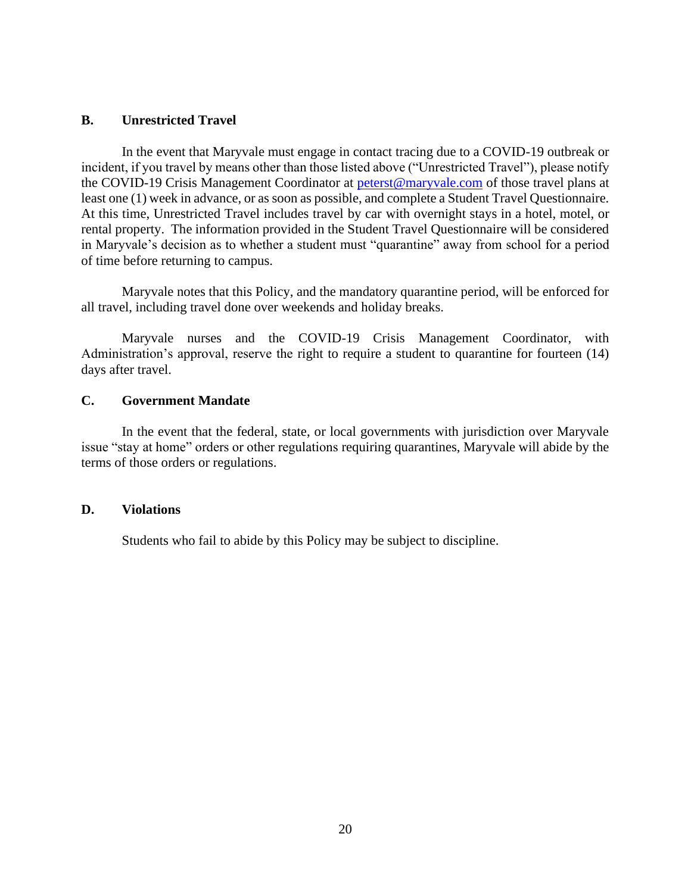### B. Unrestricted Travel

In the event that Maryvale must engage in contact tracing due to a COVID-19 outbreak or incident, if you travel by means other than those listed above ("Unrestricted Travel"), please notify the COVID-19 Crisis Management Coordinator at peterst@maryvale.com of those travel plans at least one (1) week in advance, or as soon as possible, and complete a Student Travel Questionnaire. At this time, Unrestricted Travel includes travel by car with overnight stays in a hotel, motel, or rental property. The information provided in the Student Travel Questionnaire will be considered in Maryvale's decision as to whether a student must "quarantine" away from school for a period of time before returning to campus.

Maryvale notes that this Policy, and the mandatory quarantine period, will be enforced for all travel, including travel done over weekends and holiday breaks.

Maryvale nurses and the COVID-19 Crisis Management Coordinator, with Administration's approval, reserve the right to require a student to quarantine for fourteen (14) days after travel.

### C. Government Mandate

In the event that the federal, state, or local governments with jurisdiction over Maryvale issue "stay at home" orders or other regulations requiring quarantines, Maryvale will abide by the terms of those orders or regulations.

### D. Violations

Students who fail to abide by this Policy may be subject to discipline.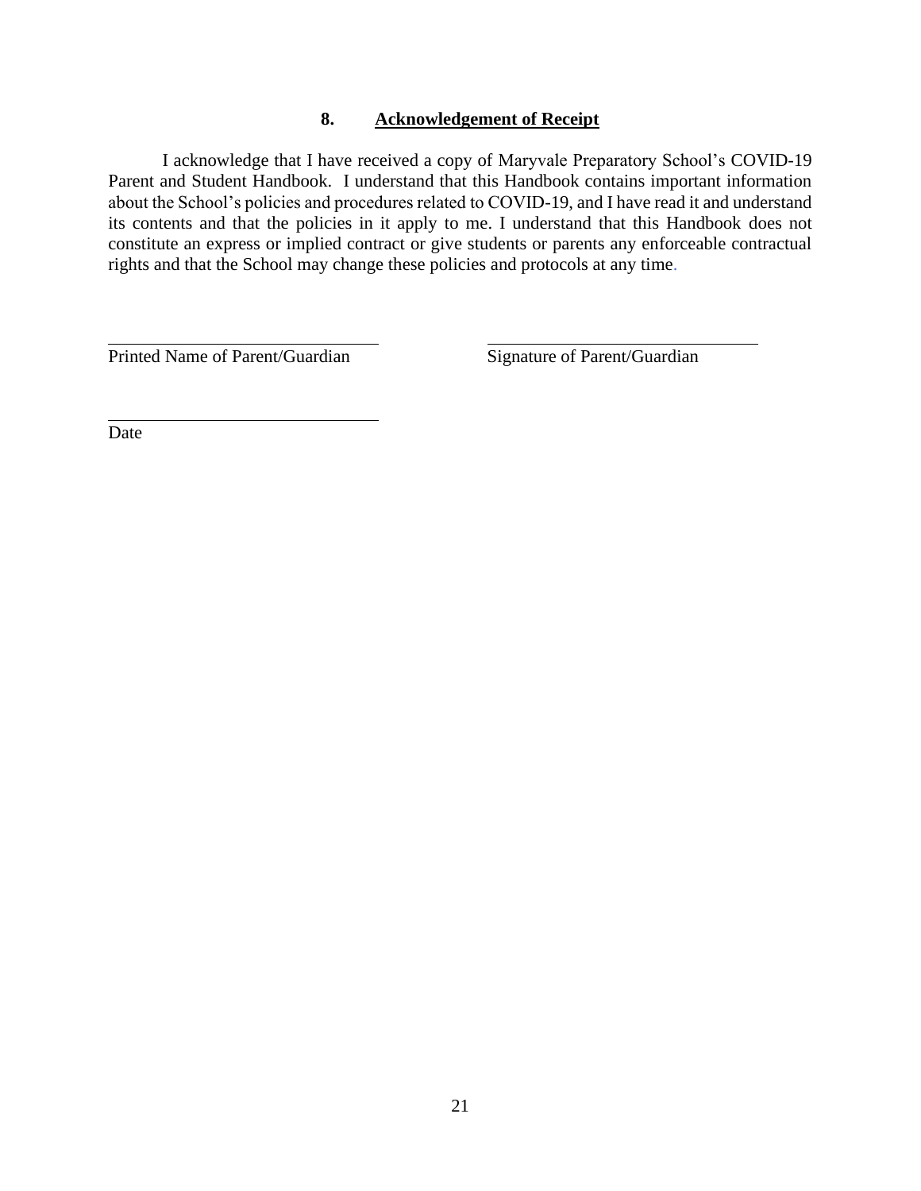## 8. Acknowledgement of Receipt

I acknowledge that I have received a copy of Maryvale Preparatory School's COVID-19 Parent and Student Handbook. I understand that this Handbook contains important information about the School's policies and procedures related to COVID-19, and I have read it and understand its contents and that the policies in it apply to me. I understand that this Handbook does not constitute an express or implied contract or give students or parents any enforceable contractual rights and that the School may change these policies and protocols at any time.

\_\_\_\_\_\_\_\_\_\_\_\_\_\_\_\_\_\_\_\_\_\_\_\_\_\_\_\_\_\_\_\_
Printed Name of Parent/Guardian

\_\_\_\_\_\_\_\_\_\_\_\_\_\_\_\_\_\_\_\_\_\_\_\_\_\_\_\_\_\_\_\_
Signature of Parent/Guardian

\_\_\_\_\_\_\_\_\_\_\_\_\_\_\_\_\_\_\_\_\_\_\_\_\_\_\_\_\_\_\_\_
Date